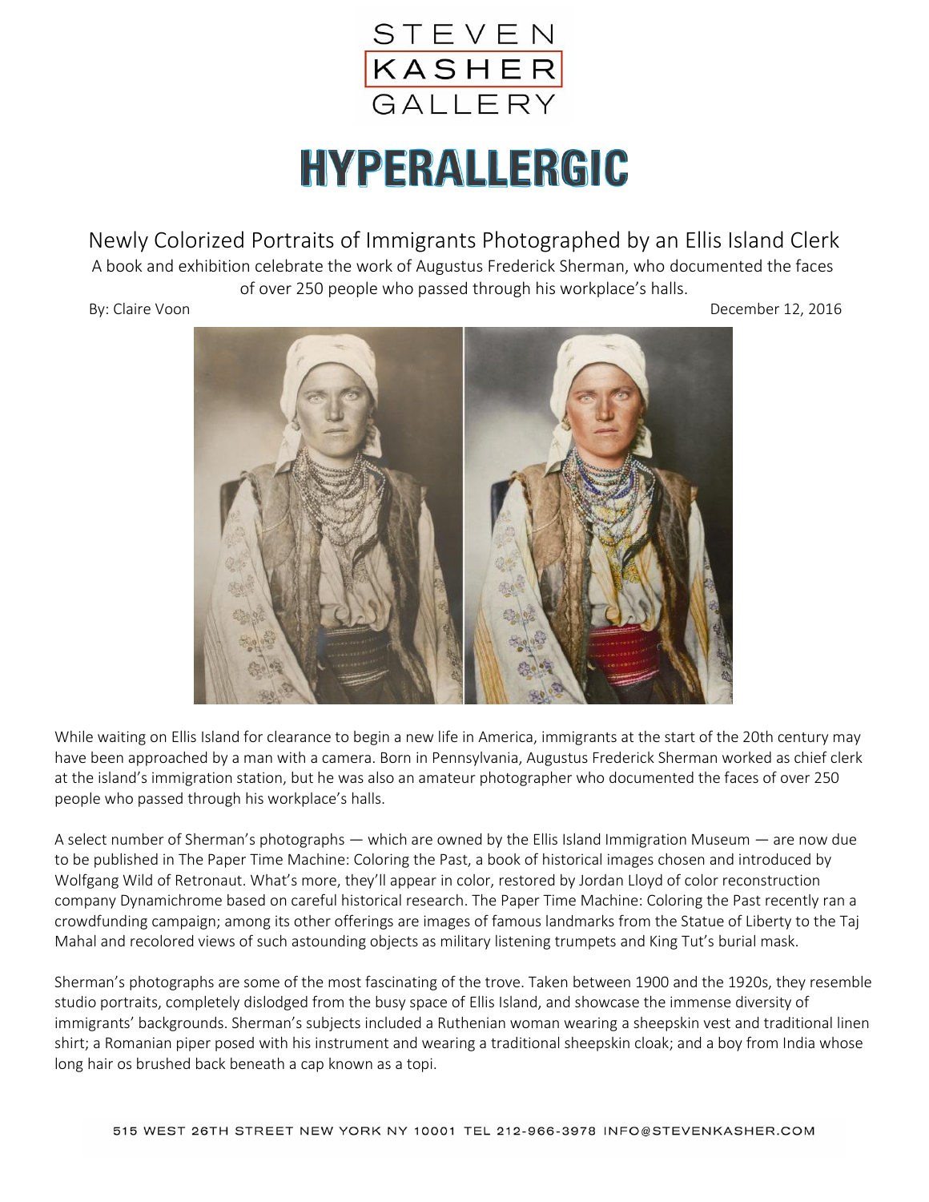STEVEN KASHER GALLERY

# HYPERALLERGIC

## Newly Colorized Portraits of Immigrants Photographed by an Ellis Island Clerk

A book and exhibition celebrate the work of Augustus Frederick Sherman, who documented the faces of over 250 people who passed through his workplace's halls.

By: Claire Voon

December 12, 2016

While waiting on Ellis Island for clearance to begin a new life in America, immigrants at the start of the 20th century may have been approached by a man with a camera. Born in Pennsylvania, Augustus Frederick Sherman worked as chief clerk at the island's immigration station, but he was also an amateur photographer who documented the faces of over 250 people who passed through his workplace's halls.

A select number of Sherman's photographs — which are owned by the Ellis Island Immigration Museum — are now due to be published in The Paper Time Machine: Coloring the Past, a book of historical images chosen and introduced by Wolfgang Wild of Retronaut. What's more, they'll appear in color, restored by Jordan Lloyd of color reconstruction company Dynamichrome based on careful historical research. The Paper Time Machine: Coloring the Past recently ran a crowdfunding campaign; among its other offerings are images of famous landmarks from the Statue of Liberty to the Taj Mahal and recolored views of such astounding objects as military listening trumpets and King Tut's burial mask.

Sherman's photographs are some of the most fascinating of the trove. Taken between 1900 and the 1920s, they resemble studio portraits, completely dislodged from the busy space of Ellis Island, and showcase the immense diversity of immigrants' backgrounds. Sherman's subjects included a Ruthenian woman wearing a sheepskin vest and traditional linen shirt; a Romanian piper posed with his instrument and wearing a traditional sheepskin cloak; and a boy from India whose long hair os brushed back beneath a cap known as a topi.

515 WEST 26TH STREET NEW YORK NY 10001 TEL 212-966-3978 INFO@STEVENKASHER.COM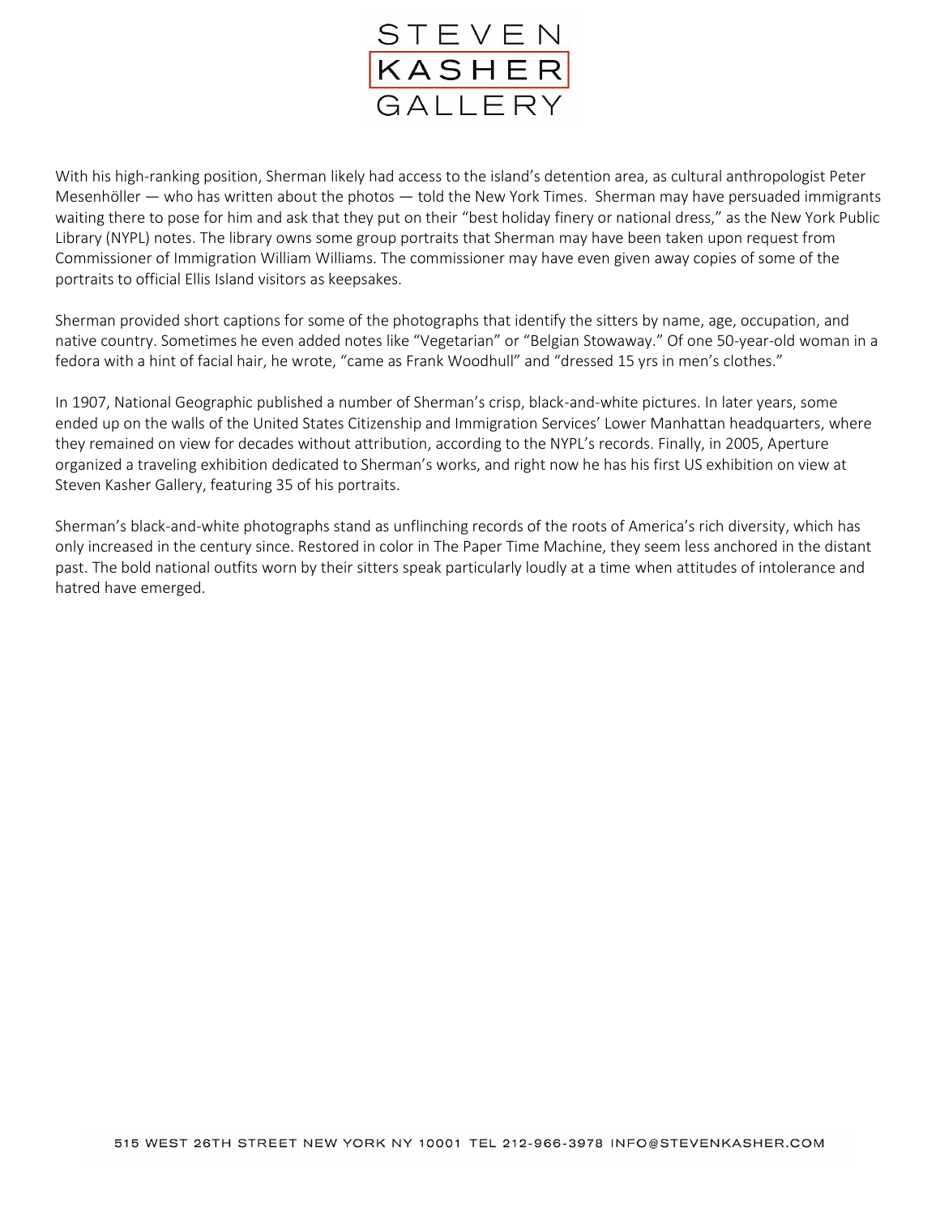With his high-ranking position, Sherman likely had access to the island's detention area, as cultural anthropologist Peter Mesenhöller — who has written about the photos — told the New York Times.  Sherman may have persuaded immigrants waiting there to pose for him and ask that they put on their "best holiday finery or national dress," as the New York Public Library (NYPL) notes. The library owns some group portraits that Sherman may have been taken upon request from Commissioner of Immigration William Williams. The commissioner may have even given away copies of some of the portraits to official Ellis Island visitors as keepsakes.

Sherman provided short captions for some of the photographs that identify the sitters by name, age, occupation, and native country. Sometimes he even added notes like "Vegetarian" or "Belgian Stowaway." Of one 50-year-old woman in a fedora with a hint of facial hair, he wrote, "came as Frank Woodhull" and "dressed 15 yrs in men's clothes."

In 1907, National Geographic published a number of Sherman's crisp, black-and-white pictures. In later years, some ended up on the walls of the United States Citizenship and Immigration Services' Lower Manhattan headquarters, where they remained on view for decades without attribution, according to the NYPL's records. Finally, in 2005, Aperture organized a traveling exhibition dedicated to Sherman's works, and right now he has his first US exhibition on view at Steven Kasher Gallery, featuring 35 of his portraits.

Sherman's black-and-white photographs stand as unflinching records of the roots of America's rich diversity, which has only increased in the century since. Restored in color in The Paper Time Machine, they seem less anchored in the distant past. The bold national outfits worn by their sitters speak particularly loudly at a time when attitudes of intolerance and hatred have emerged.